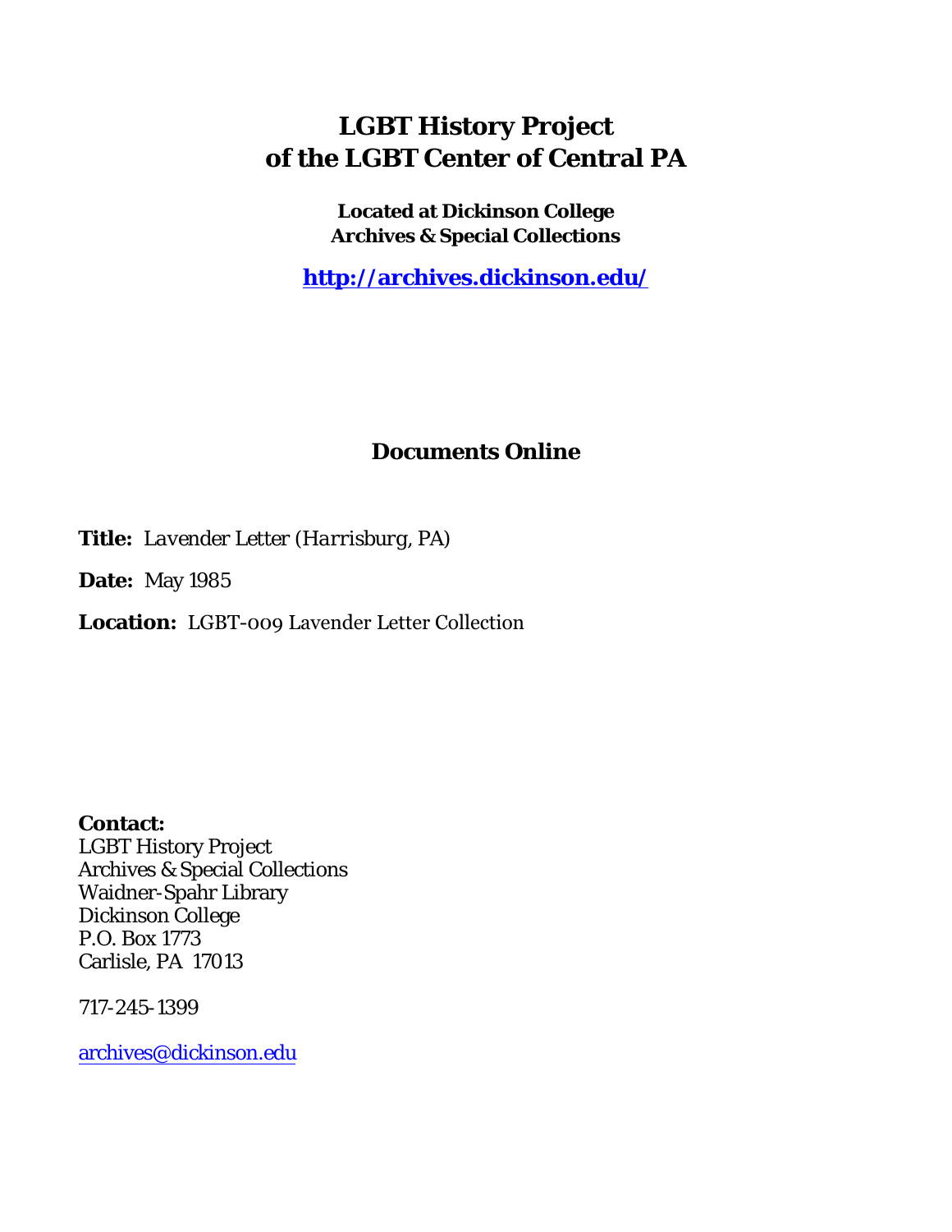# LGBT History Project of the LGBT Center of Central PA

**Located at Dickinson College Archives & Special Collections**

**http://archives.dickinson.edu/**

## Documents Online

**Title:** *Lavender Letter (Harrisburg, PA)*

**Date:** May 1985

**Location:** LGBT-009 Lavender Letter Collection

**Contact:**
LGBT History Project
Archives & Special Collections
Waidner-Spahr Library
Dickinson College
P.O. Box 1773
Carlisle, PA 17013

717-245-1399

archives@dickinson.edu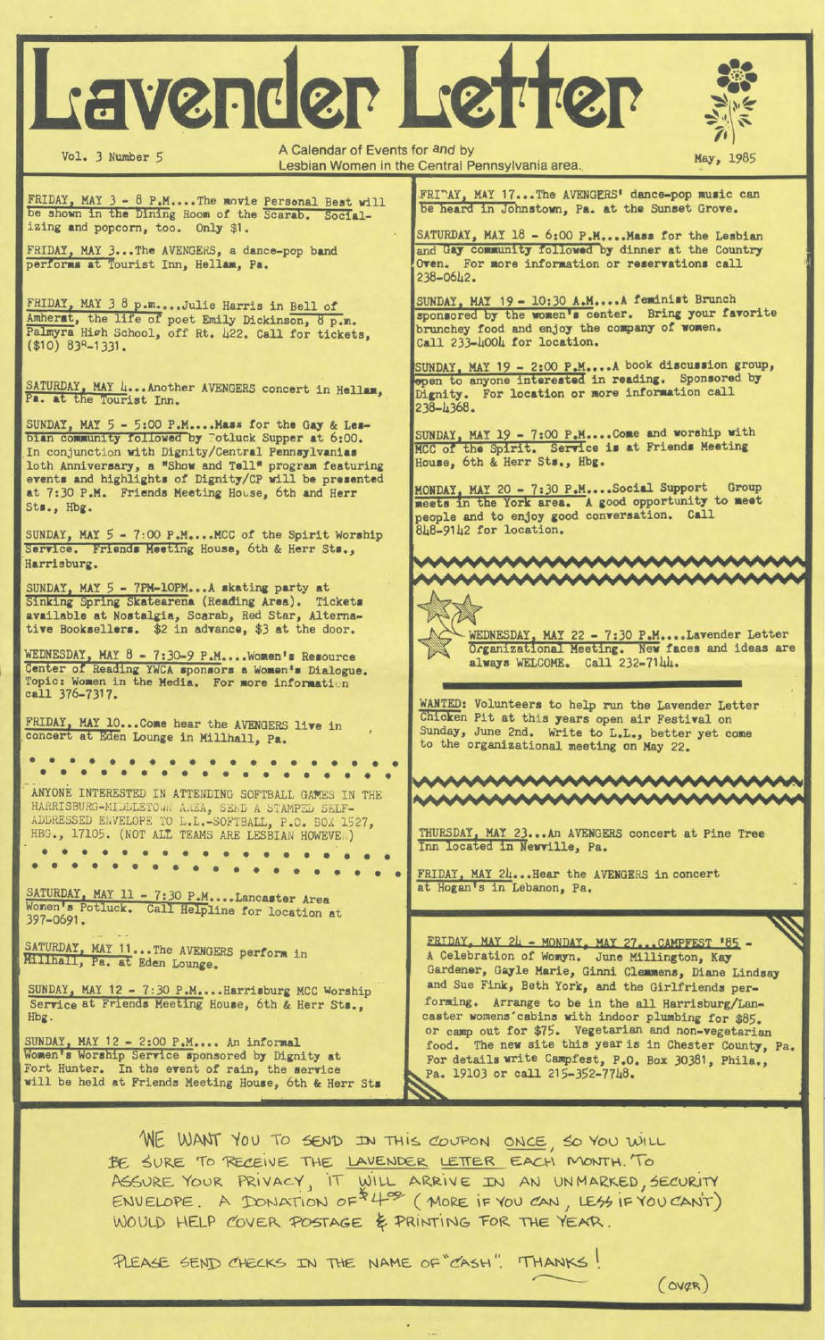# Lavender Letter

Vol. 3 Number 5

A Calendar of Events for and by Lesbian Women in the Central Pennsylvania area.

May, 1985

FRIDAY, MAY 3 - 8 P.M....The movie *Personal Best* will be shown in the Dining Room of the Scarab. Socializing and popcorn, too. Only $1.

FRIDAY, MAY 3...The AVENGERS, a dance-pop band performs at Tourist Inn, Hellam, Pa.

FRIDAY, MAY 3 8 p.m....Julie Harris in Bell of Amherst, the life of poet Emily Dickinson, 8 p.m. Palmyra High School, off Rt. 422. Call for tickets, ($10) 838-1331.

SATURDAY, MAY 4...Another AVENGERS concert in Hellam, Pa. at the Tourist Inn.

SUNDAY, MAY 5 - 5:00 P.M....Mass for the Gay & Lesbian community followed by Potluck Supper at 6:00. In conjunction with Dignity/Central Pennsylvanias 10th Anniversary, a "Show and Tell" program featuring events and highlights of Dignity/CP will be presented at 7:30 P.M. Friends Meeting House, 6th and Herr Sts., Hbg.

SUNDAY, MAY 5 - 7:00 P.M....MCC of the Spirit Worship Service. Friends Meeting House, 6th & Herr Sts., Harrisburg.

SUNDAY, MAY 5 - 7PM-10PM...A skating party at Sinking Spring Skatearena (Reading Area). Tickets available at Nostalgia, Scarab, Red Star, Alternative Booksellers. $2 in advance, $3 at the door.

WEDNESDAY, MAY 8 - 7:30-9 P.M....Women's Resource Center of Reading YWCA sponsors a Women's Dialogue. Topic: Women in the Media. For more information call 376-7317.

FRIDAY, MAY 10...Come hear the AVENGERS live in concert at Eden Lounge in Millhall, Pa.

ANYONE INTERESTED IN ATTENDING SOFTBALL GAMES IN THE HARRISBURG-MIDDLETOWN AREA, SEND A STAMPED SELF-ADDRESSED ENVELOPE TO L.L.-SOFTBALL, P.O. BOX 1527, HBG., 17105. (NOT ALL TEAMS ARE LESBIAN HOWEVER.)

SATURDAY, MAY 11 - 7:30 P.M....Lancaster Area Women's Potluck. Call Helpline for location at 397-0691.

SATURDAY, MAY 11...The AVENGERS perform in Millhall, Pa. at Eden Lounge.

SUNDAY, MAY 12 - 7:30 P.M....Harrisburg MCC Worship Service at Friends Meeting House, 6th & Herr Sts., Hbg.

SUNDAY, MAY 12 - 2:00 P.M.... An informal Women's Worship Service sponsored by Dignity at Fort Hunter. In the event of rain, the service will be held at Friends Meeting House, 6th & Herr Sts

FRIDAY, MAY 17...The AVENGERS' dance-pop music can be heard in Johnstown, Pa. at the Sunset Grove.

SATURDAY, MAY 18 - 6:00 P.M....Mass for the Lesbian and Gay community followed by dinner at the Country Oven. For more information or reservations call 238-0642.

SUNDAY, MAY 19 - 10:30 A.M....A feminist Brunch sponsored by the women's center. Bring your favorite brunchey food and enjoy the company of women. Call 233-4004 for location.

SUNDAY, MAY 19 - 2:00 P.M....A book discussion group, open to anyone interested in reading. Sponsored by Dignity. For location or more information call 238-4368.

SUNDAY, MAY 19 - 7:00 P.M....Come and worship with MCC of the Spirit. Service is at Friends Meeting House, 6th & Herr Sts., Hbg.

MONDAY, MAY 20 - 7:30 P.M....Social Support Group meets in the York area. A good opportunity to meet people and to enjoy good conversation. Call 848-9142 for location.

WEDNESDAY, MAY 22 - 7:30 P.M....Lavender Letter Organizational Meeting. New faces and ideas are always WELCOME. Call 232-7144.

WANTED: Volunteers to help run the Lavender Letter Chicken Pit at this years open air Festival on Sunday, June 2nd. Write to L.L., better yet come to the organizational meeting on May 22.

THURSDAY, MAY 23...An AVENGERS concert at Pine Tree Inn located in Newville, Pa.

FRIDAY, MAY 24...Hear the AVENGERS in concert at Hogan's in Lebanon, Pa.

FRIDAY, MAY 24 - MONDAY, MAY 27...CAMPFEST '85 - A Celebration of Womyn. June Millington, Kay Gardener, Gayle Marie, Ginni Clemmens, Diane Lindsay and Sue Fink, Beth York, and the Girlfriends performing. Arrange to be in the all Harrisburg/Lancaster womens cabins with indoor plumbing for $85. or camp out for $75. Vegetarian and non-vegetarian food. The new site this year is in Chester County, Pa. For details write Campfest, P.O. Box 30381, Phila., Pa. 19103 or call 215-352-7748.

WE WANT YOU TO SEND IN THIS COUPON ONCE, SO YOU WILL BE SURE TO RECEIVE THE LAVENDER LETTER EACH MONTH. TO ASSURE YOUR PRIVACY, IT WILL ARRIVE IN AN UNMARKED, SECURITY ENVELOPE. A DONATION OF $4.00 (MORE IF YOU CAN, LESS IF YOU CAN'T) WOULD HELP COVER POSTAGE & PRINTING FOR THE YEAR.

PLEASE SEND CHECKS IN THE NAME OF "CASH". THANKS!

(OVER)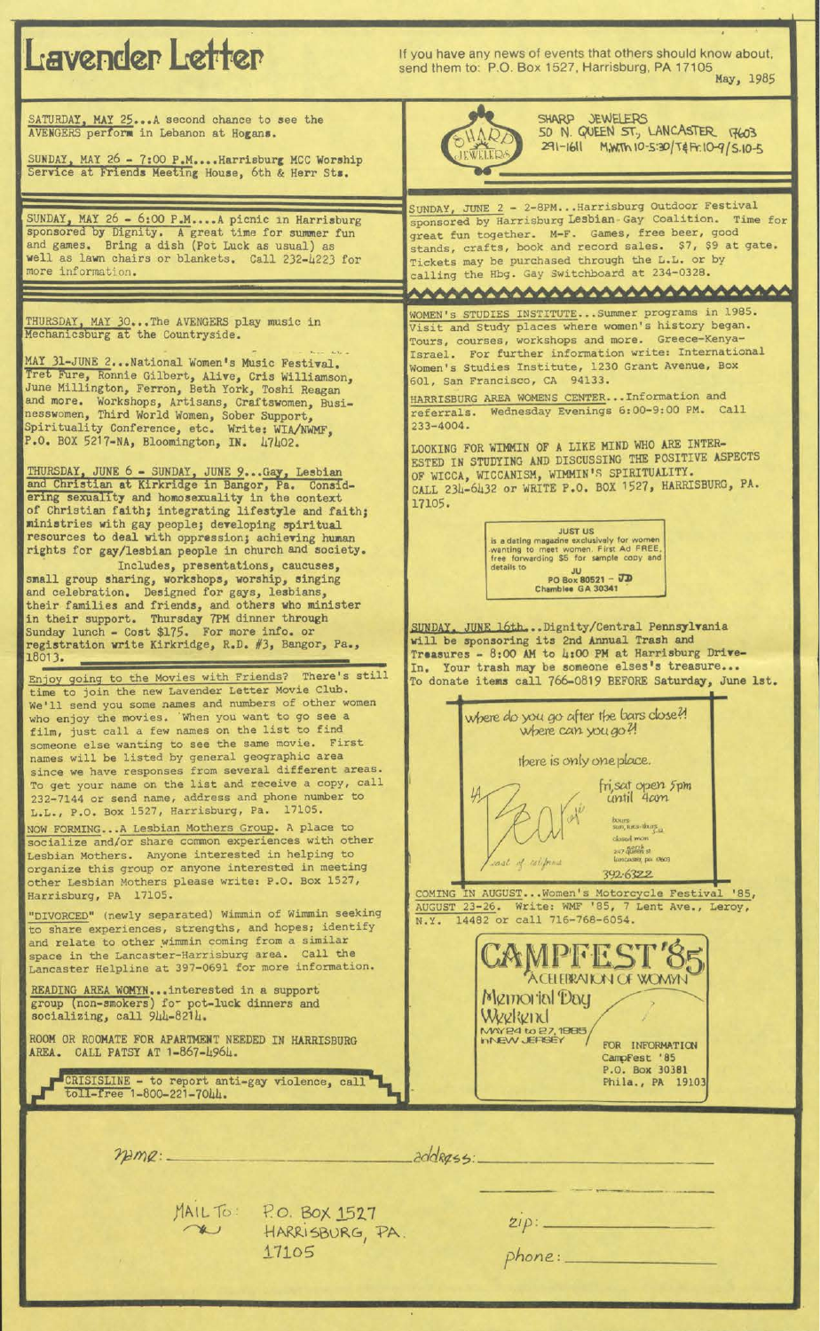# Lavender Letter

If you have any news of events that others should know about, send them to: P.O. Box 1527, Harrisburg, PA 17105

May, 1985

SATURDAY, MAY 25...A second chance to see the AVENGERS perform in Lebanon at Hogans.

SUNDAY, MAY 26 - 7:00 P.M....Harrisburg MCC Worship Service at Friends Meeting House, 6th & Herr Sts.

SUNDAY, MAY 26 - 6:00 P.M....A picnic in Harrisburg sponsored by Dignity. A great time for summer fun and games. Bring a dish (Pot Luck as usual) as well as lawn chairs or blankets. Call 232-4223 for more information.

THURSDAY, MAY 30...The AVENGERS play music in Mechanicsburg at the Countryside.

MAY 31-JUNE 2...National Women's Music Festival. Tret Fure, Ronnie Gilbert, Alive, Cris Williamson, June Millington, Ferron, Beth York, Toshi Reagan and more. Workshops, Artisans, Craftswomen, Businesswomen, Third World Women, Sober Support, Spirituality Conference, etc. Write: WIA/NWMF, P.O. BOX 5217-NA, Bloomington, IN. 47402.

THURSDAY, JUNE 6 - SUNDAY, JUNE 9...Gay, Lesbian and Christian at Kirkridge in Bangor, Pa. Considering sexuality and homosexuality in the context of Christian faith; integrating lifestyle and faith; ministries with gay people; developing spiritual resources to deal with oppression; achieving human rights for gay/lesbian people in church and society. Includes, presentations, caucuses, small group sharing, workshops, worship, singing and celebration. Designed for gays, lesbians, their families and friends, and others who minister in their support. Thursday 7PM dinner through Sunday lunch - Cost $175. For more info. or registration write Kirkridge, R.D. #3, Bangor, Pa., 18013.

Enjoy going to the Movies with Friends? There's still time to join the new Lavender Letter Movie Club. We'll send you some names and numbers of other women who enjoy the movies. When you want to go see a film, just call a few names on the list to find someone else wanting to see the same movie. First names will be listed by general geographic area since we have responses from several different areas. To get your name on the list and receive a copy, call 232-7144 or send name, address and phone number to L.L., P.O. Box 1527, Harrisburg, Pa. 17105.

NOW FORMING...A Lesbian Mothers Group. A place to socialize and/or share common experiences with other Lesbian Mothers. Anyone interested in helping to organize this group or anyone interested in meeting other Lesbian Mothers please write: P.O. Box 1527, Harrisburg, PA 17105.

"DIVORCED" (newly separated) Wimmin of Wimmin seeking to share experiences, strengths, and hopes; identify and relate to other wimmin coming from a similar space in the Lancaster-Harrisburg area. Call the Lancaster Helpline at 397-0691 for more information.

READING AREA WOMYN...interested in a support group (non-smokers) for pot-luck dinners and socializing, call 944-8214.

ROOM OR ROOMATE FOR APARTMENT NEEDED IN HARRISBURG AREA. CALL PATSY AT 1-867-4964.

CRISISLINE - to report anti-gay violence, call toll-free 1-800-221-7044.

SHARP JEWELERS
50 N. QUEEN ST., LANCASTER 17603
291-1611 M,W,Th 10-5:30/T&Fr 10-9/S 10-5

SUNDAY, JUNE 2 - 2-8PM...Harrisburg Outdoor Festival sponsored by Harrisburg Lesbian-Gay Coalition. Time for great fun together. M-F. Games, free beer, good stands, crafts, book and record sales. $7, $9 at gate. Tickets may be purchased through the L.L. or by calling the Hbg. Gay Switchboard at 234-0328.

WOMEN'S STUDIES INSTITUTE...Summer programs in 1985. Visit and Study places where women's history began. Tours, courses, workshops and more. Greece-Kenya-Israel. For further information write: International Women's Studies Institute, 1230 Grant Avenue, Box 601, San Francisco, CA 94133.

HARRISBURG AREA WOMENS CENTER...Information and referrals. Wednesday Evenings 6:00-9:00 PM. Call 233-4004.

LOOKING FOR WIMMIN OF A LIKE MIND WHO ARE INTERESTED IN STUDYING AND DISCUSSING THE POSITIVE ASPECTS OF WICCA, WICCANISM, WIMMIN'S SPIRITUALITY. CALL 234-6432 or WRITE P.O. BOX 1527, HARRISBURG, PA. 17105.

JUST US
is a dating magazine exclusively for women wanting to meet women. First Ad FREE, free forwarding $5 for sample copy and details to
JU
PO Box 80521 - JD
Chamblee GA 30341

SUNDAY, JUNE 16th...Dignity/Central Pennsylvania will be sponsoring its 2nd Annual Trash and Treasures - 8:00 AM to 4:00 PM at Harrisburg Drive-In. Your trash may be someone elses's treasure... To donate items call 766-0819 BEFORE Saturday, June 1st.

where do you go after the bars close?!
where can you go?!

there is only one place.

fri, sat open 5pm until 4am

392-6322

COMING IN AUGUST...Women's Motorcycle Festival '85, AUGUST 23-26. Write: WMF '85, 7 Lent Ave., Leroy, N.Y. 14482 or call 716-768-6054.

CAMPFEST '85
A CELEBRATION OF WOMYN
Memorial Day Weekend
MAY 24 to 27, 1985
IN NEW JERSEY

FOR INFORMATION
CampFest '85
P.O. Box 30381
Phila., PA 19103

name: ______________________ address: ______________________

MAIL TO: P.O. Box 1527
HARRISBURG, PA.
17105

zip: ______________

phone: ______________